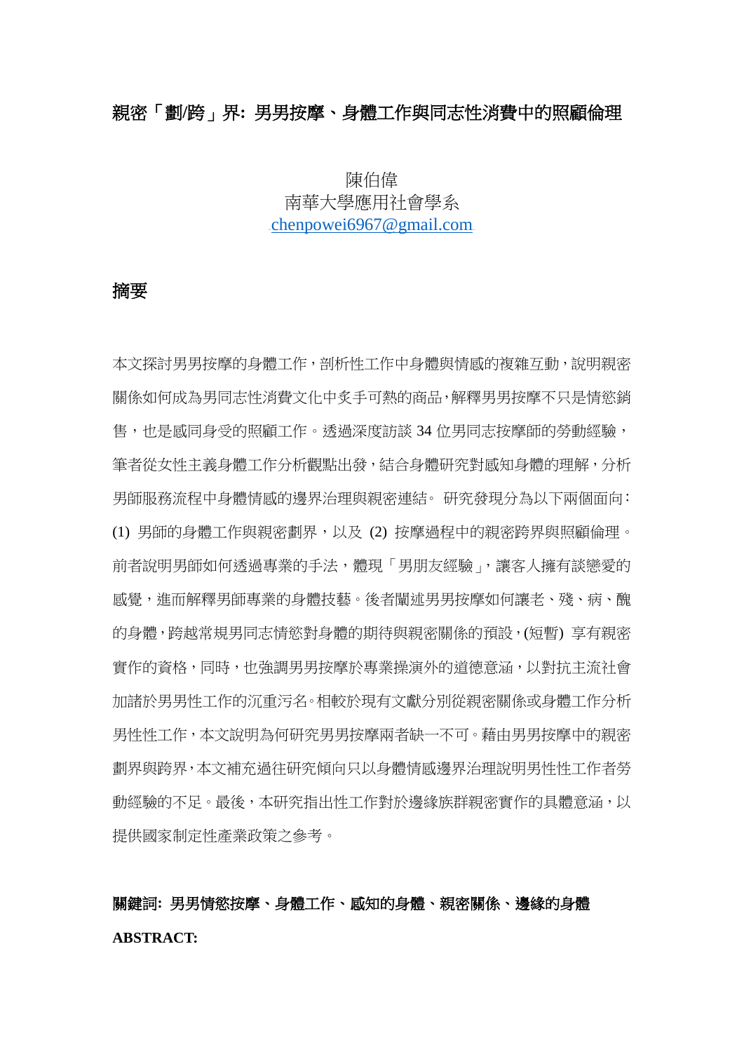# 親密「劃/跨」界: 男男按摩、身體工作與同志性消費中的照顧倫理

陳伯偉
南華大學應用社會學系
chenpowei6967@gmail.com

## 摘要

本文探討男男按摩的身體工作，剖析性工作中身體與情感的複雜互動，說明親密關係如何成為男同志性消費文化中炙手可熱的商品，解釋男男按摩不只是情慾銷售，也是感同身受的照顧工作。透過深度訪談 34 位男同志按摩師的勞動經驗，筆者從女性主義身體工作分析觀點出發，結合身體研究對感知身體的理解，分析男師服務流程中身體情感的邊界治理與親密連結。 研究發現分為以下兩個面向：(1) 男師的身體工作與親密劃界，以及 (2) 按摩過程中的親密跨界與照顧倫理。前者說明男師如何透過專業的手法，體現「男朋友經驗」，讓客人擁有談戀愛的感覺，進而解釋男師專業的身體技藝。後者闡述男男按摩如何讓老、殘、病、醜的身體，跨越常規男同志情慾對身體的期待與親密關係的預設，(短暫) 享有親密實作的資格，同時，也強調男男按摩於專業操演外的道德意涵，以對抗主流社會加諸於男男性工作的沉重污名。相較於現有文獻分別從親密關係或身體工作分析男性性工作，本文說明為何研究男男按摩兩者缺一不可。藉由男男按摩中的親密劃界與跨界，本文補充過往研究傾向只以身體情感邊界治理說明男性性工作者勞動經驗的不足。最後，本研究指出性工作對於邊緣族群親密實作的具體意涵，以提供國家制定性產業政策之參考。

**關鍵詞: 男男情慾按摩、身體工作、感知的身體、親密關係、邊緣的身體**

**ABSTRACT:**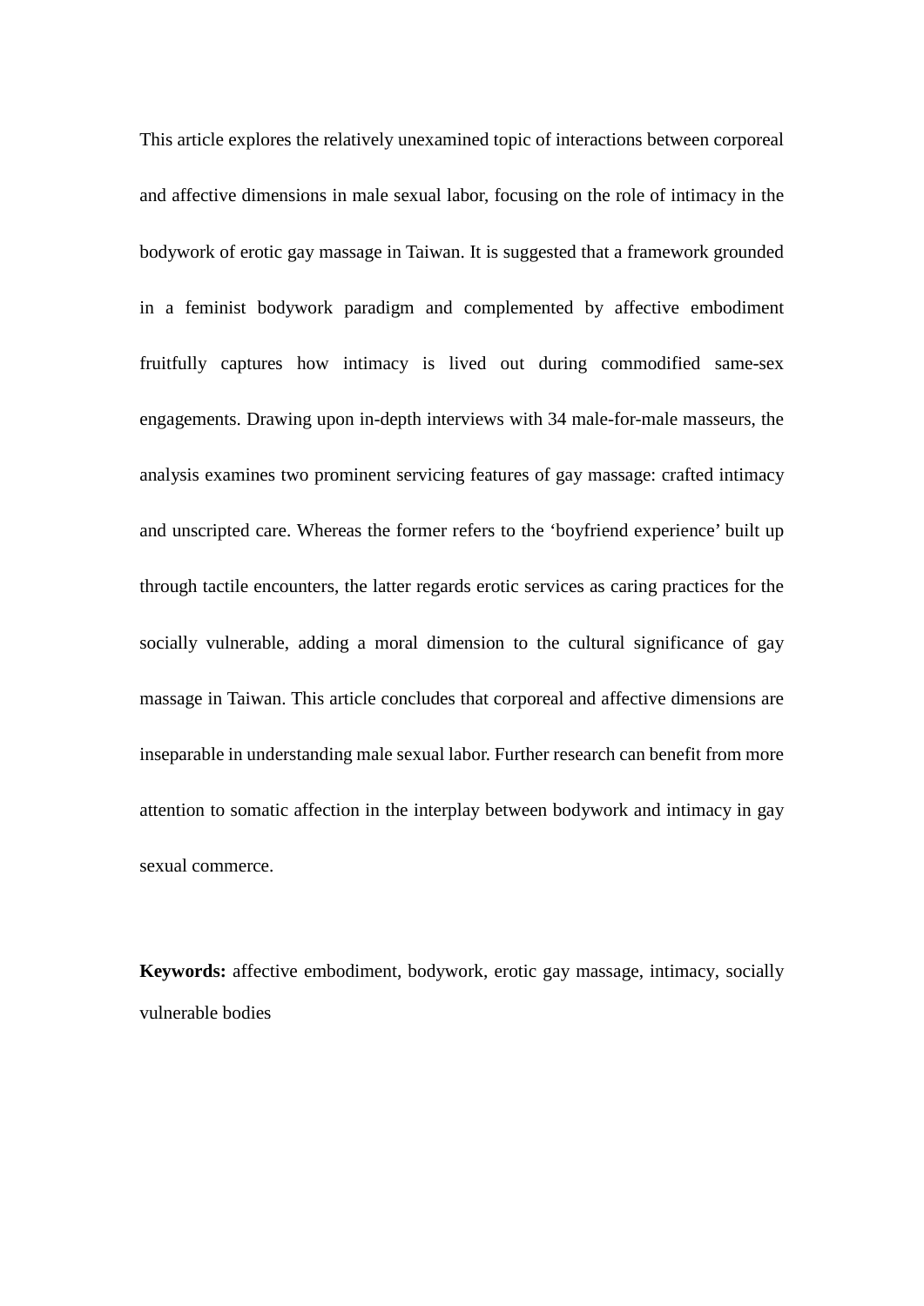This article explores the relatively unexamined topic of interactions between corporeal and affective dimensions in male sexual labor, focusing on the role of intimacy in the bodywork of erotic gay massage in Taiwan. It is suggested that a framework grounded in a feminist bodywork paradigm and complemented by affective embodiment fruitfully captures how intimacy is lived out during commodified same-sex engagements. Drawing upon in-depth interviews with 34 male-for-male masseurs, the analysis examines two prominent servicing features of gay massage: crafted intimacy and unscripted care. Whereas the former refers to the 'boyfriend experience' built up through tactile encounters, the latter regards erotic services as caring practices for the socially vulnerable, adding a moral dimension to the cultural significance of gay massage in Taiwan. This article concludes that corporeal and affective dimensions are inseparable in understanding male sexual labor. Further research can benefit from more attention to somatic affection in the interplay between bodywork and intimacy in gay sexual commerce.

**Keywords:** affective embodiment, bodywork, erotic gay massage, intimacy, socially vulnerable bodies